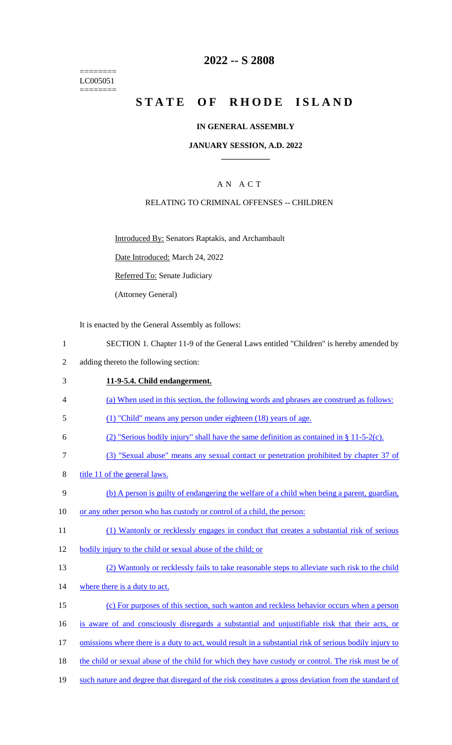======== 
LC005051 
========

# 2022 -- S 2808

# STATE OF RHODE ISLAND

**IN GENERAL ASSEMBLY**

**JANUARY SESSION, A.D. 2022**

## A N A C T

RELATING TO CRIMINAL OFFENSES -- CHILDREN

Introduced By: Senators Raptakis, and Archambault

Date Introduced: March 24, 2022

Referred To: Senate Judiciary

(Attorney General)

It is enacted by the General Assembly as follows:

1 SECTION 1. Chapter 11-9 of the General Laws entitled "Children" is hereby amended by
2 adding thereto the following section:

3 **11-9-5.4. Child endangerment.**

4 (a) When used in this section, the following words and phrases are construed as follows:

5 (1) "Child" means any person under eighteen (18) years of age.

6 (2) "Serious bodily injury" shall have the same definition as contained in § 11-5-2(c).

7 (3) "Sexual abuse" means any sexual contact or penetration prohibited by chapter 37 of
8 title 11 of the general laws.

9 (b) A person is guilty of endangering the welfare of a child when being a parent, guardian,
10 or any other person who has custody or control of a child, the person:

11 (1) Wantonly or recklessly engages in conduct that creates a substantial risk of serious
12 bodily injury to the child or sexual abuse of the child; or

13 (2) Wantonly or recklessly fails to take reasonable steps to alleviate such risk to the child
14 where there is a duty to act.

15 (c) For purposes of this section, such wanton and reckless behavior occurs when a person
16 is aware of and consciously disregards a substantial and unjustifiable risk that their acts, or
17 omissions where there is a duty to act, would result in a substantial risk of serious bodily injury to
18 the child or sexual abuse of the child for which they have custody or control. The risk must be of
19 such nature and degree that disregard of the risk constitutes a gross deviation from the standard of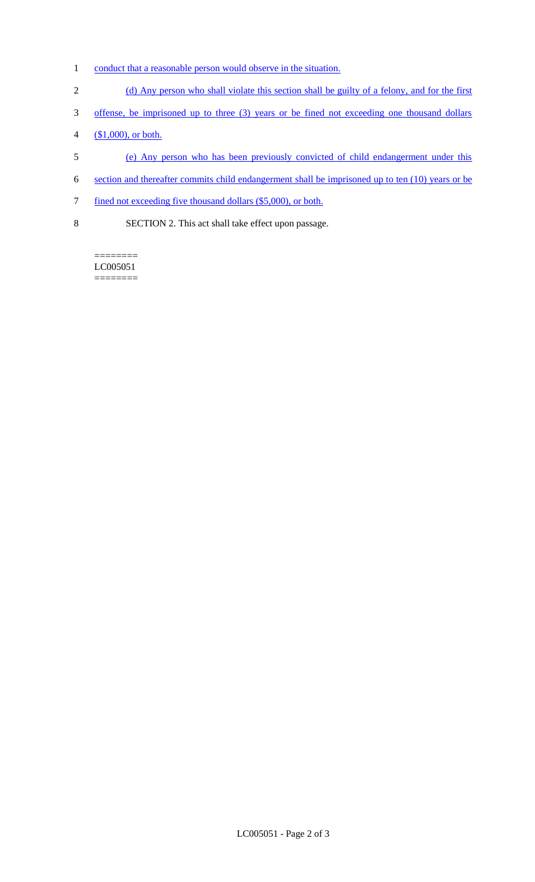conduct that a reasonable person would observe in the situation.

(d) Any person who shall violate this section shall be guilty of a felony, and for the first offense, be imprisoned up to three (3) years or be fined not exceeding one thousand dollars ($1,000), or both.

(e) Any person who has been previously convicted of child endangerment under this section and thereafter commits child endangerment shall be imprisoned up to ten (10) years or be fined not exceeding five thousand dollars ($5,000), or both.

SECTION 2. This act shall take effect upon passage.

========
LC005051
========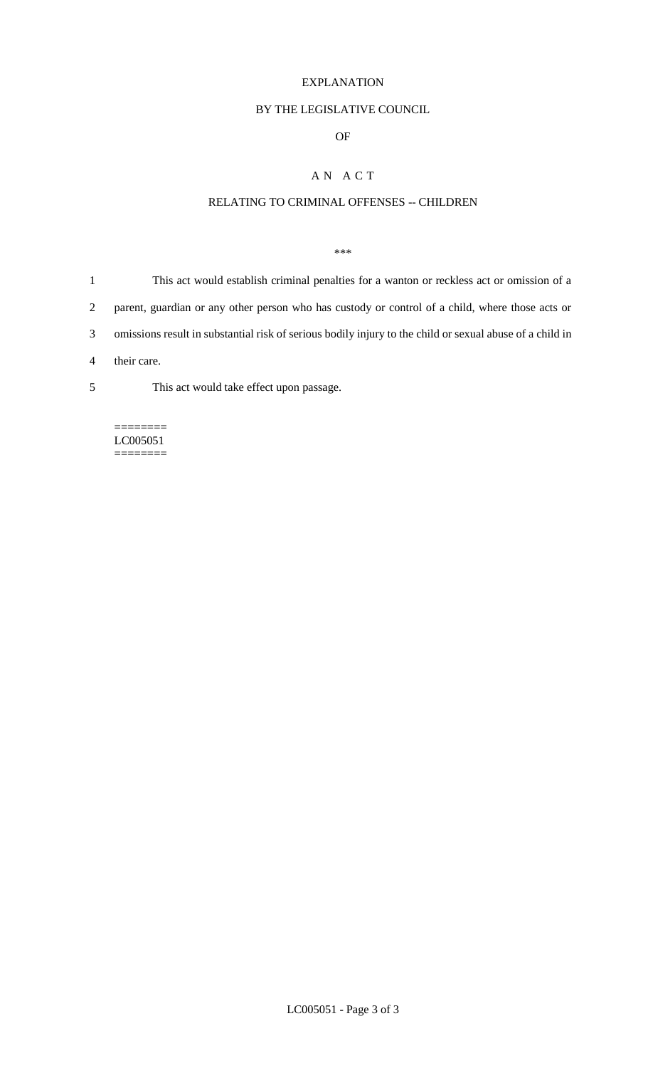EXPLANATION

BY THE LEGISLATIVE COUNCIL

OF

A N A C T

RELATING TO CRIMINAL OFFENSES -- CHILDREN

\*\*\*

This act would establish criminal penalties for a wanton or reckless act or omission of a parent, guardian or any other person who has custody or control of a child, where those acts or omissions result in substantial risk of serious bodily injury to the child or sexual abuse of a child in their care.

This act would take effect upon passage.

========
LC005051
========